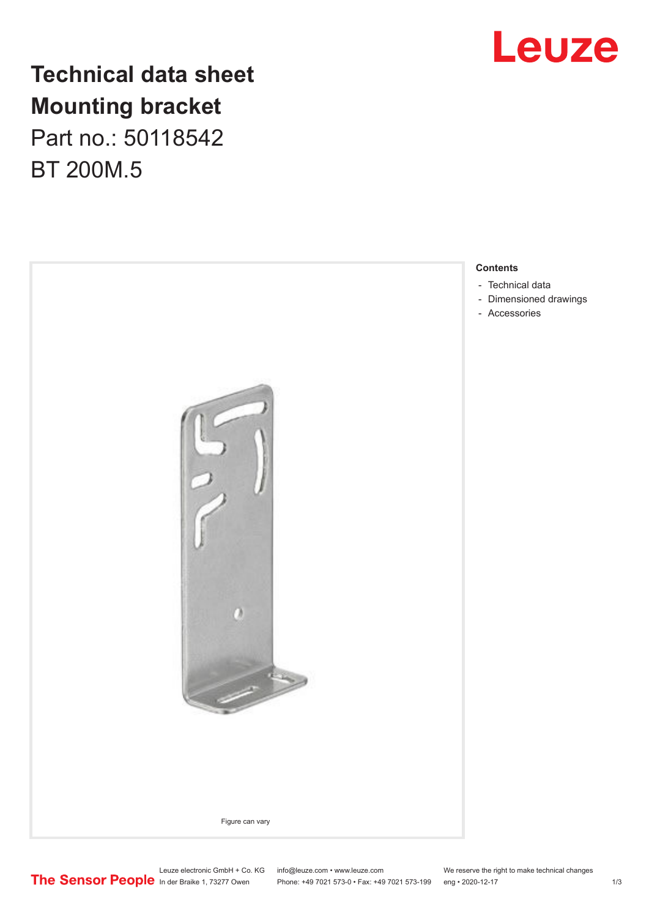# Technical data sheet
# Mounting bracket

Part no.: 50118542

BT 200M.5

Figure can vary

**Contents**

- Technical data
- Dimensioned drawings
- Accessories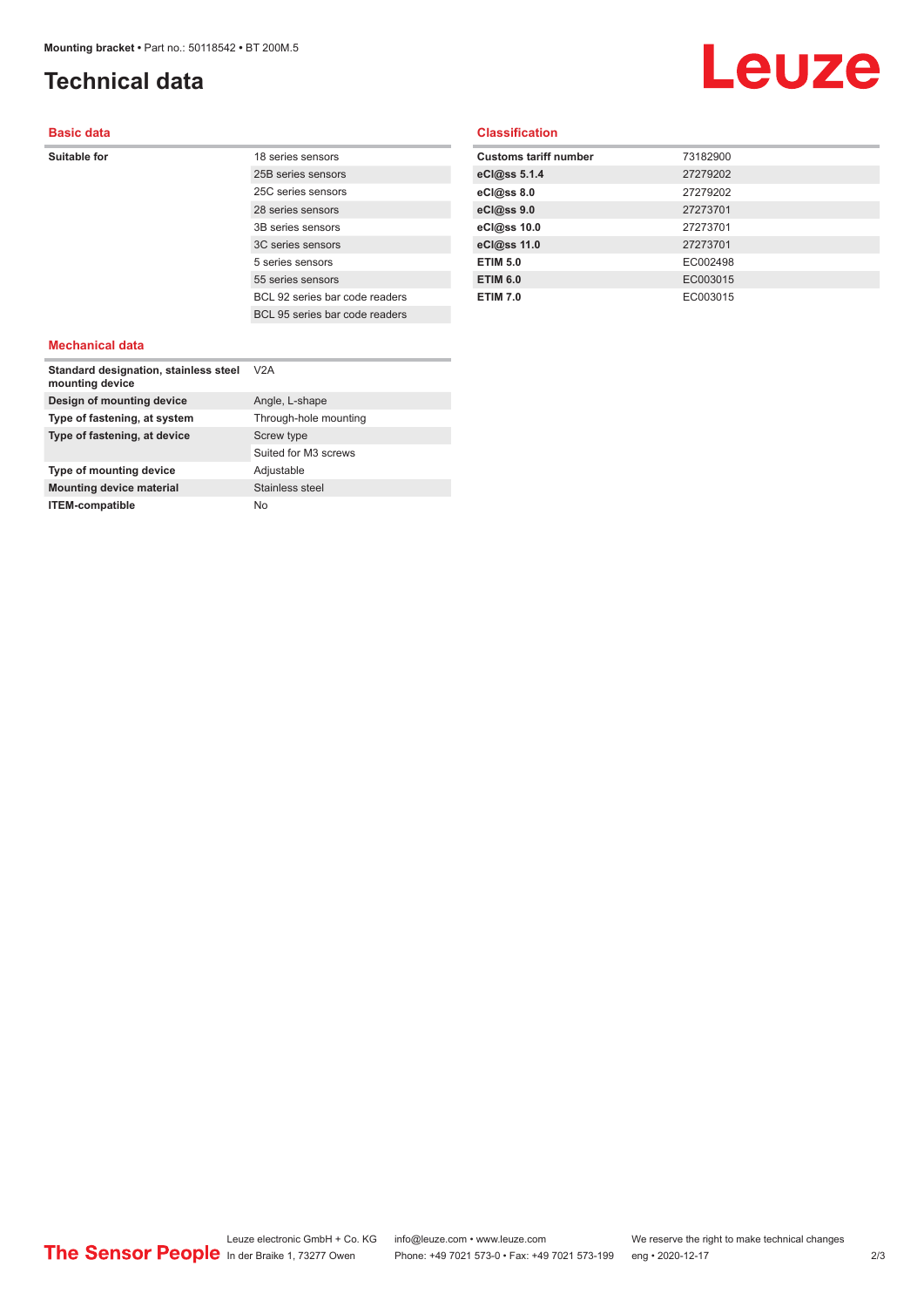# Technical data

## Basic data

| | |
|---|---|
| **Suitable for** | 18 series sensors |
| | 25B series sensors |
| | 25C series sensors |
| | 28 series sensors |
| | 3B series sensors |
| | 3C series sensors |
| | 5 series sensors |
| | 55 series sensors |
| | BCL 92 series bar code readers |
| | BCL 95 series bar code readers |

## Mechanical data

| | |
|---|---|
| **Standard designation, stainless steel mounting device** | V2A |
| **Design of mounting device** | Angle, L-shape |
| **Type of fastening, at system** | Through-hole mounting |
| **Type of fastening, at device** | Screw type |
| | Suited for M3 screws |
| **Type of mounting device** | Adjustable |
| **Mounting device material** | Stainless steel |
| **ITEM-compatible** | No |

## Classification

| | |
|---|---|
| **Customs tariff number** | 73182900 |
| **eCl@ss 5.1.4** | 27279202 |
| **eCl@ss 8.0** | 27279202 |
| **eCl@ss 9.0** | 27273701 |
| **eCl@ss 10.0** | 27273701 |
| **eCl@ss 11.0** | 27273701 |
| **ETIM 5.0** | EC002498 |
| **ETIM 6.0** | EC003015 |
| **ETIM 7.0** | EC003015 |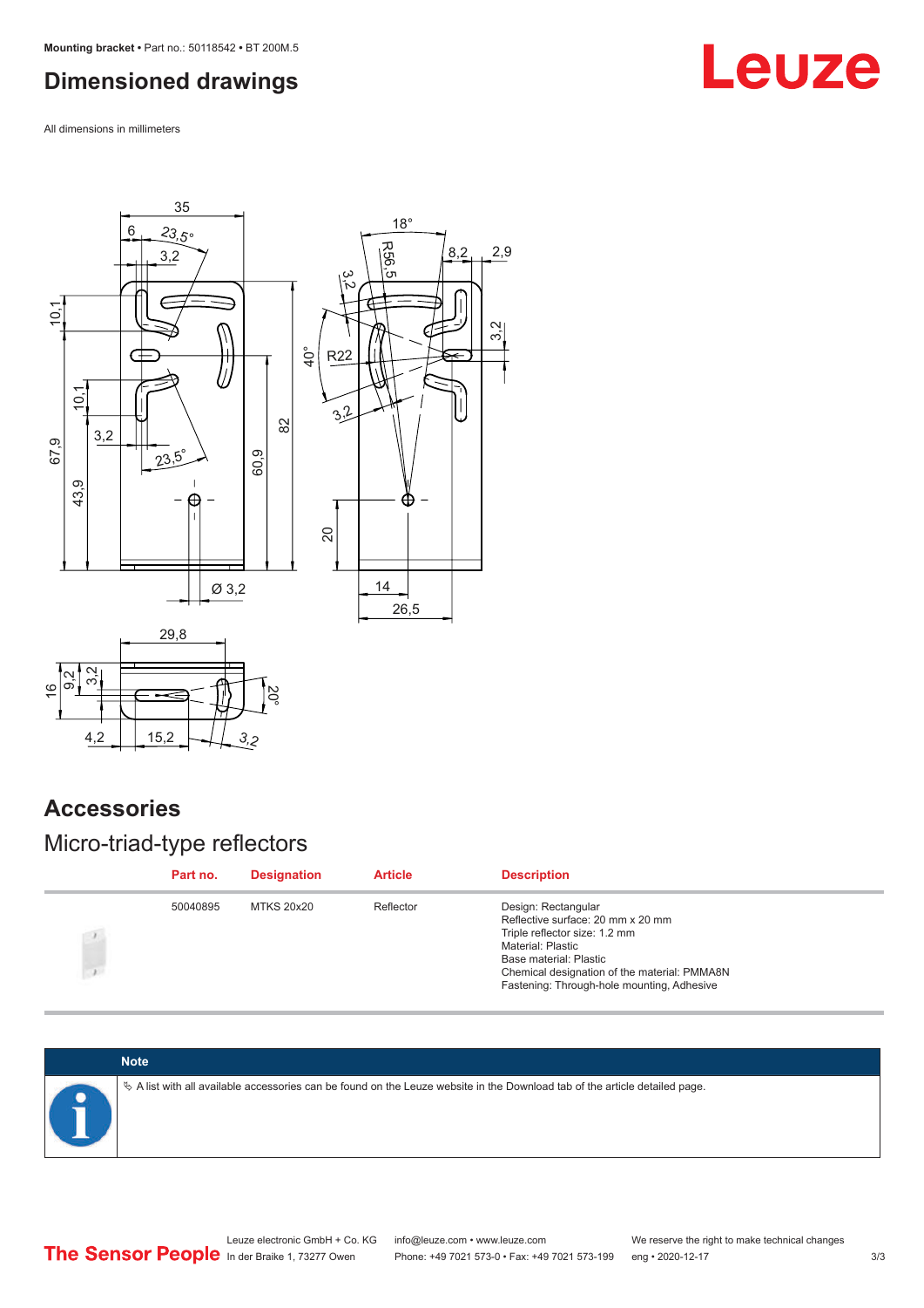## Dimensioned drawings

All dimensions in millimeters

35
6
23,5°
3,2
10,1
10,1
3,2
23,5°
67,9
43,9
60,9
82
Ø 3,2
18°
R56,5
8,2
2,9
3,2
40°
R22
3,2
3,2
20
14
26,5
29,8
16
9,2
3,2
20°
4,2
15,2
3,2

## Accessories

### Micro-triad-type reflectors

| | Part no. | Designation | Article | Description |
|---|---|---|---|---|
| | 50040895 | MTKS 20x20 | Reflector | Design: Rectangular<br>Reflective surface: 20 mm x 20 mm<br>Triple reflector size: 1.2 mm<br>Material: Plastic<br>Base material: Plastic<br>Chemical designation of the material: PMMA8N<br>Fastening: Through-hole mounting, Adhesive |

**Note**

A list with all available accessories can be found on the Leuze website in the Download tab of the article detailed page.